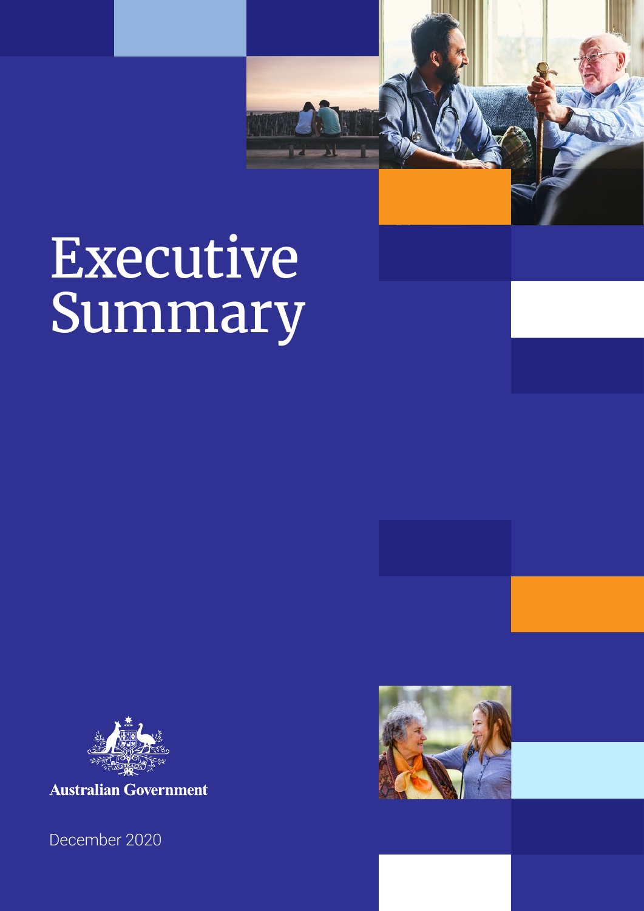# Executive Summary

Australian Government

December 2020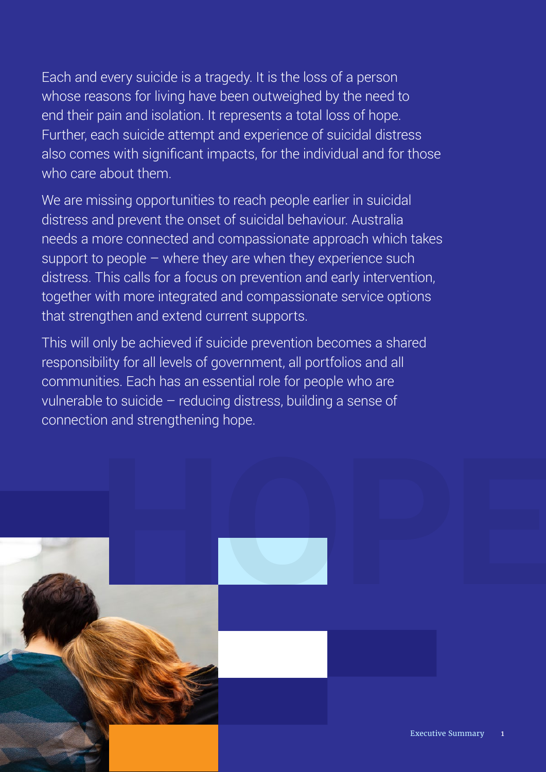Each and every suicide is a tragedy. It is the loss of a person whose reasons for living have been outweighed by the need to end their pain and isolation. It represents a total loss of hope. Further, each suicide attempt and experience of suicidal distress also comes with significant impacts, for the individual and for those who care about them.

We are missing opportunities to reach people earlier in suicidal distress and prevent the onset of suicidal behaviour. Australia needs a more connected and compassionate approach which takes support to people – where they are when they experience such distress. This calls for a focus on prevention and early intervention, together with more integrated and compassionate service options that strengthen and extend current supports.

This will only be achieved if suicide prevention becomes a shared responsibility for all levels of government, all portfolios and all communities. Each has an essential role for people who are vulnerable to suicide – reducing distress, building a sense of connection and strengthening hope.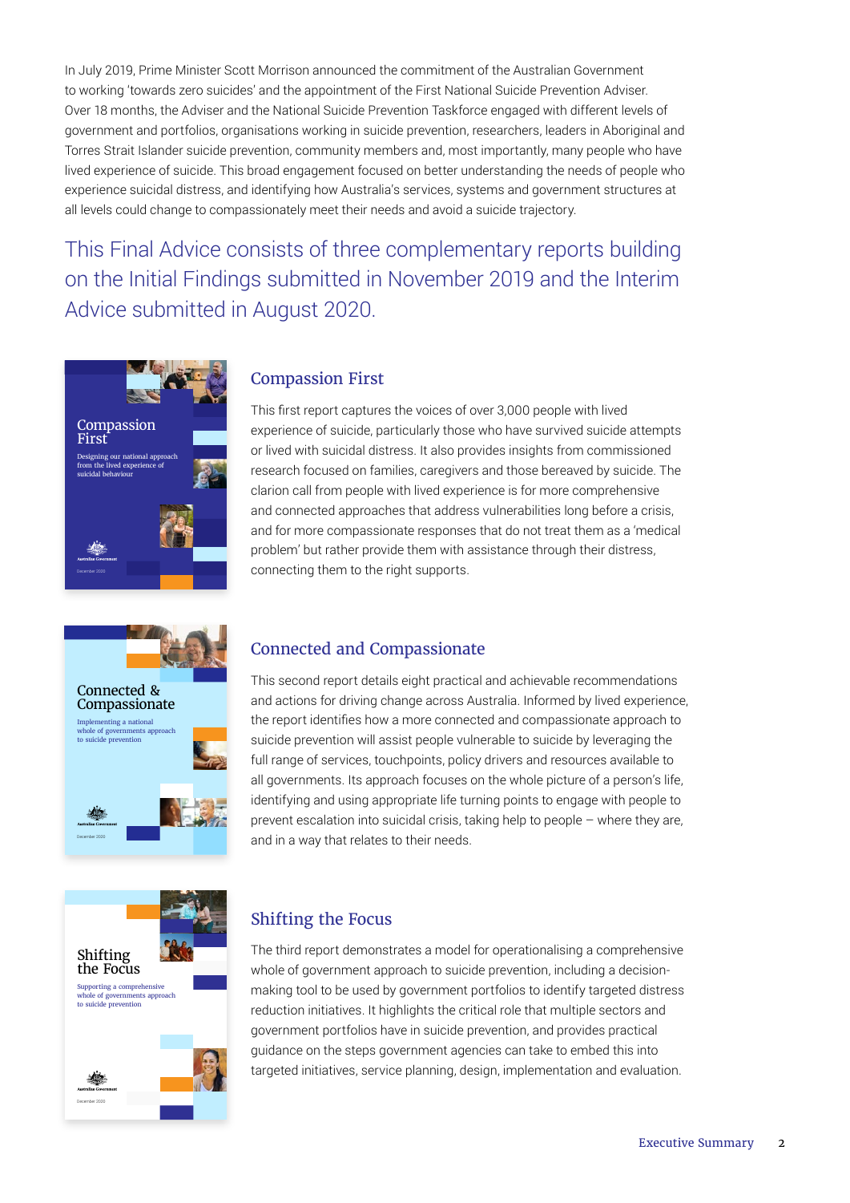In July 2019, Prime Minister Scott Morrison announced the commitment of the Australian Government to working 'towards zero suicides' and the appointment of the First National Suicide Prevention Adviser. Over 18 months, the Adviser and the National Suicide Prevention Taskforce engaged with different levels of government and portfolios, organisations working in suicide prevention, researchers, leaders in Aboriginal and Torres Strait Islander suicide prevention, community members and, most importantly, many people who have lived experience of suicide. This broad engagement focused on better understanding the needs of people who experience suicidal distress, and identifying how Australia's services, systems and government structures at all levels could change to compassionately meet their needs and avoid a suicide trajectory.

This Final Advice consists of three complementary reports building on the Initial Findings submitted in November 2019 and the Interim Advice submitted in August 2020.

## Compassion First

This first report captures the voices of over 3,000 people with lived experience of suicide, particularly those who have survived suicide attempts or lived with suicidal distress. It also provides insights from commissioned research focused on families, caregivers and those bereaved by suicide. The clarion call from people with lived experience is for more comprehensive and connected approaches that address vulnerabilities long before a crisis, and for more compassionate responses that do not treat them as a 'medical problem' but rather provide them with assistance through their distress, connecting them to the right supports.

## Connected and Compassionate

This second report details eight practical and achievable recommendations and actions for driving change across Australia. Informed by lived experience, the report identifies how a more connected and compassionate approach to suicide prevention will assist people vulnerable to suicide by leveraging the full range of services, touchpoints, policy drivers and resources available to all governments. Its approach focuses on the whole picture of a person's life, identifying and using appropriate life turning points to engage with people to prevent escalation into suicidal crisis, taking help to people – where they are, and in a way that relates to their needs.

## Shifting the Focus

The third report demonstrates a model for operationalising a comprehensive whole of government approach to suicide prevention, including a decision-making tool to be used by government portfolios to identify targeted distress reduction initiatives. It highlights the critical role that multiple sectors and government portfolios have in suicide prevention, and provides practical guidance on the steps government agencies can take to embed this into targeted initiatives, service planning, design, implementation and evaluation.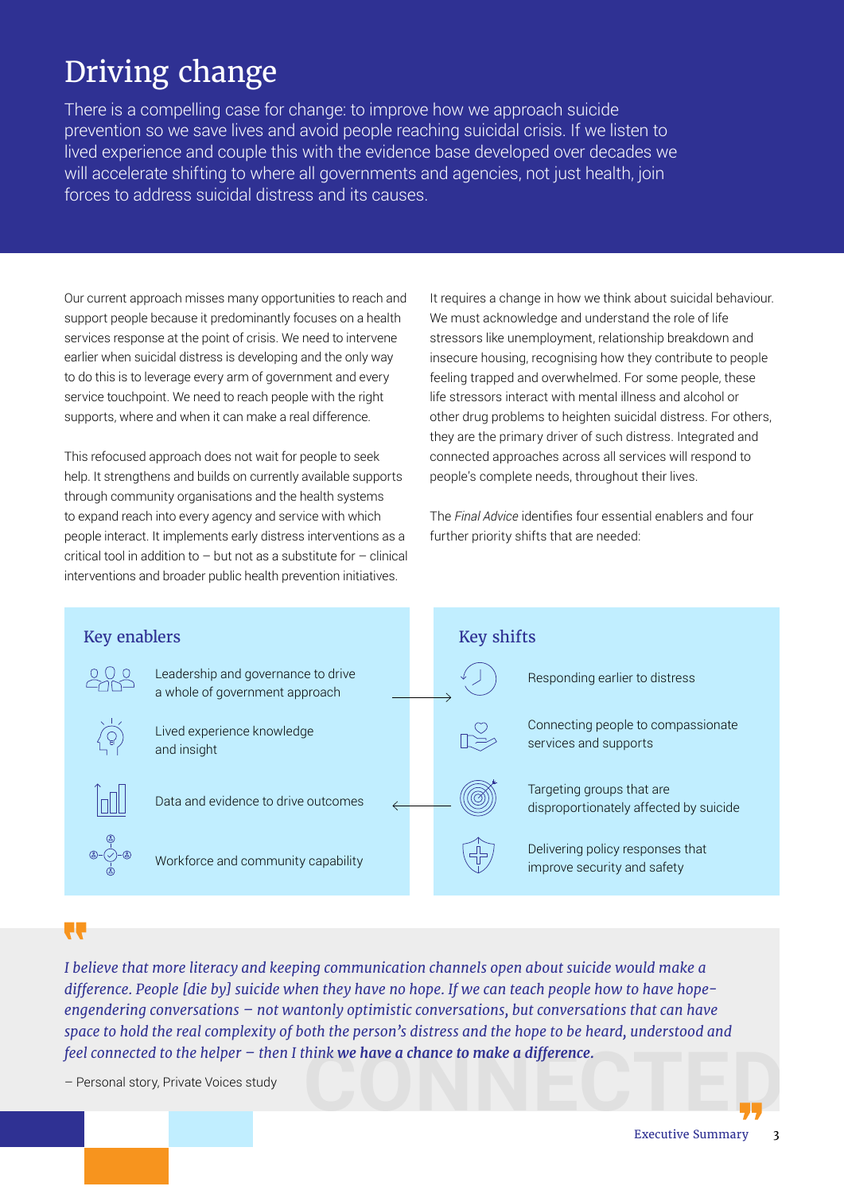# Driving change

There is a compelling case for change: to improve how we approach suicide prevention so we save lives and avoid people reaching suicidal crisis. If we listen to lived experience and couple this with the evidence base developed over decades we will accelerate shifting to where all governments and agencies, not just health, join forces to address suicidal distress and its causes.

Our current approach misses many opportunities to reach and support people because it predominantly focuses on a health services response at the point of crisis. We need to intervene earlier when suicidal distress is developing and the only way to do this is to leverage every arm of government and every service touchpoint. We need to reach people with the right supports, where and when it can make a real difference.

This refocused approach does not wait for people to seek help. It strengthens and builds on currently available supports through community organisations and the health systems to expand reach into every agency and service with which people interact. It implements early distress interventions as a critical tool in addition to – but not as a substitute for – clinical interventions and broader public health prevention initiatives.

It requires a change in how we think about suicidal behaviour. We must acknowledge and understand the role of life stressors like unemployment, relationship breakdown and insecure housing, recognising how they contribute to people feeling trapped and overwhelmed. For some people, these life stressors interact with mental illness and alcohol or other drug problems to heighten suicidal distress. For others, they are the primary driver of such distress. Integrated and connected approaches across all services will respond to people's complete needs, throughout their lives.

The *Final Advice* identifies four essential enablers and four further priority shifts that are needed:

## Key enablers

- Leadership and governance to drive a whole of government approach
- Lived experience knowledge and insight
- Data and evidence to drive outcomes
- Workforce and community capability

## Key shifts

- Responding earlier to distress
- Connecting people to compassionate services and supports
- Targeting groups that are disproportionately affected by suicide
- Delivering policy responses that improve security and safety

*I believe that more literacy and keeping communication channels open about suicide would make a difference. People [die by] suicide when they have no hope. If we can teach people how to have hope-engendering conversations – not wantonly optimistic conversations, but conversations that can have space to hold the real complexity of both the person's distress and the hope to be heard, understood and feel connected to the helper – then I think* ***we have a chance to make a difference.***

– Personal story, Private Voices study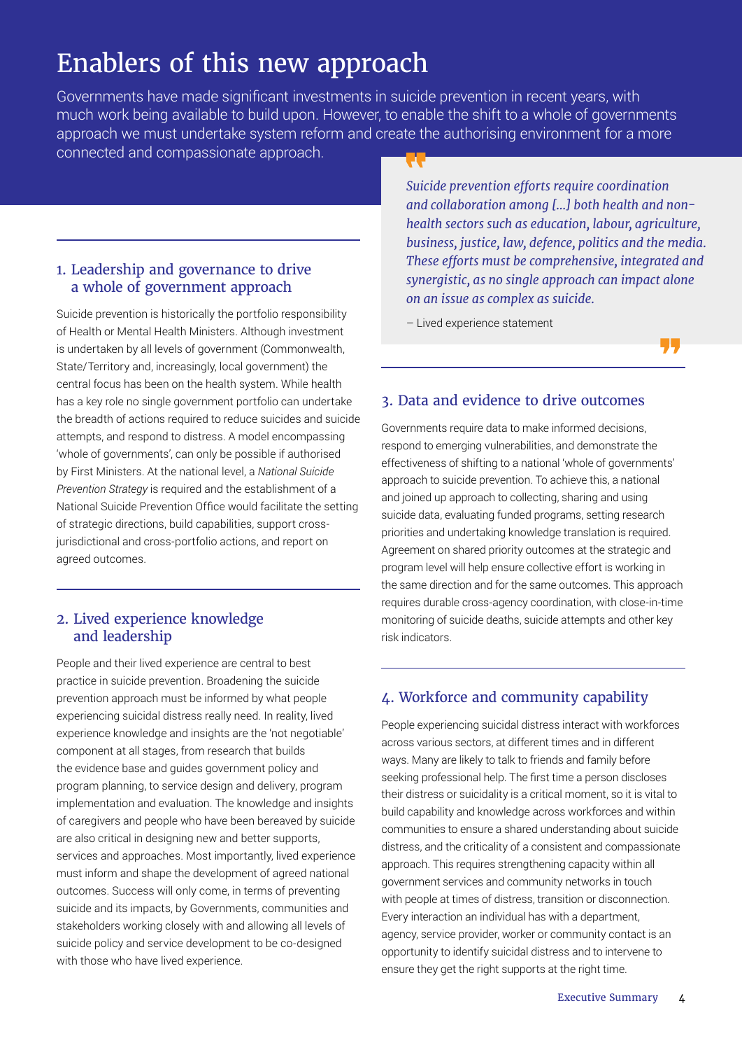# Enablers of this new approach

Governments have made significant investments in suicide prevention in recent years, with much work being available to build upon. However, to enable the shift to a whole of governments approach we must undertake system reform and create the authorising environment for a more connected and compassionate approach.

## 1. Leadership and governance to drive a whole of government approach

Suicide prevention is historically the portfolio responsibility of Health or Mental Health Ministers. Although investment is undertaken by all levels of government (Commonwealth, State/Territory and, increasingly, local government) the central focus has been on the health system. While health has a key role no single government portfolio can undertake the breadth of actions required to reduce suicides and suicide attempts, and respond to distress. A model encompassing 'whole of governments', can only be possible if authorised by First Ministers. At the national level, a *National Suicide Prevention Strategy* is required and the establishment of a National Suicide Prevention Office would facilitate the setting of strategic directions, build capabilities, support cross-jurisdictional and cross-portfolio actions, and report on agreed outcomes.

## 2. Lived experience knowledge and leadership

People and their lived experience are central to best practice in suicide prevention. Broadening the suicide prevention approach must be informed by what people experiencing suicidal distress really need. In reality, lived experience knowledge and insights are the 'not negotiable' component at all stages, from research that builds the evidence base and guides government policy and program planning, to service design and delivery, program implementation and evaluation. The knowledge and insights of caregivers and people who have been bereaved by suicide are also critical in designing new and better supports, services and approaches. Most importantly, lived experience must inform and shape the development of agreed national outcomes. Success will only come, in terms of preventing suicide and its impacts, by Governments, communities and stakeholders working closely with and allowing all levels of suicide policy and service development to be co-designed with those who have lived experience.

> *Suicide prevention efforts require coordination and collaboration among [...] both health and non-health sectors such as education, labour, agriculture, business, justice, law, defence, politics and the media. These efforts must be comprehensive, integrated and synergistic, as no single approach can impact alone on an issue as complex as suicide.*
>
> – Lived experience statement

## 3. Data and evidence to drive outcomes

Governments require data to make informed decisions, respond to emerging vulnerabilities, and demonstrate the effectiveness of shifting to a national 'whole of governments' approach to suicide prevention. To achieve this, a national and joined up approach to collecting, sharing and using suicide data, evaluating funded programs, setting research priorities and undertaking knowledge translation is required. Agreement on shared priority outcomes at the strategic and program level will help ensure collective effort is working in the same direction and for the same outcomes. This approach requires durable cross-agency coordination, with close-in-time monitoring of suicide deaths, suicide attempts and other key risk indicators.

## 4. Workforce and community capability

People experiencing suicidal distress interact with workforces across various sectors, at different times and in different ways. Many are likely to talk to friends and family before seeking professional help. The first time a person discloses their distress or suicidality is a critical moment, so it is vital to build capability and knowledge across workforces and within communities to ensure a shared understanding about suicide distress, and the criticality of a consistent and compassionate approach. This requires strengthening capacity within all government services and community networks in touch with people at times of distress, transition or disconnection. Every interaction an individual has with a department, agency, service provider, worker or community contact is an opportunity to identify suicidal distress and to intervene to ensure they get the right supports at the right time.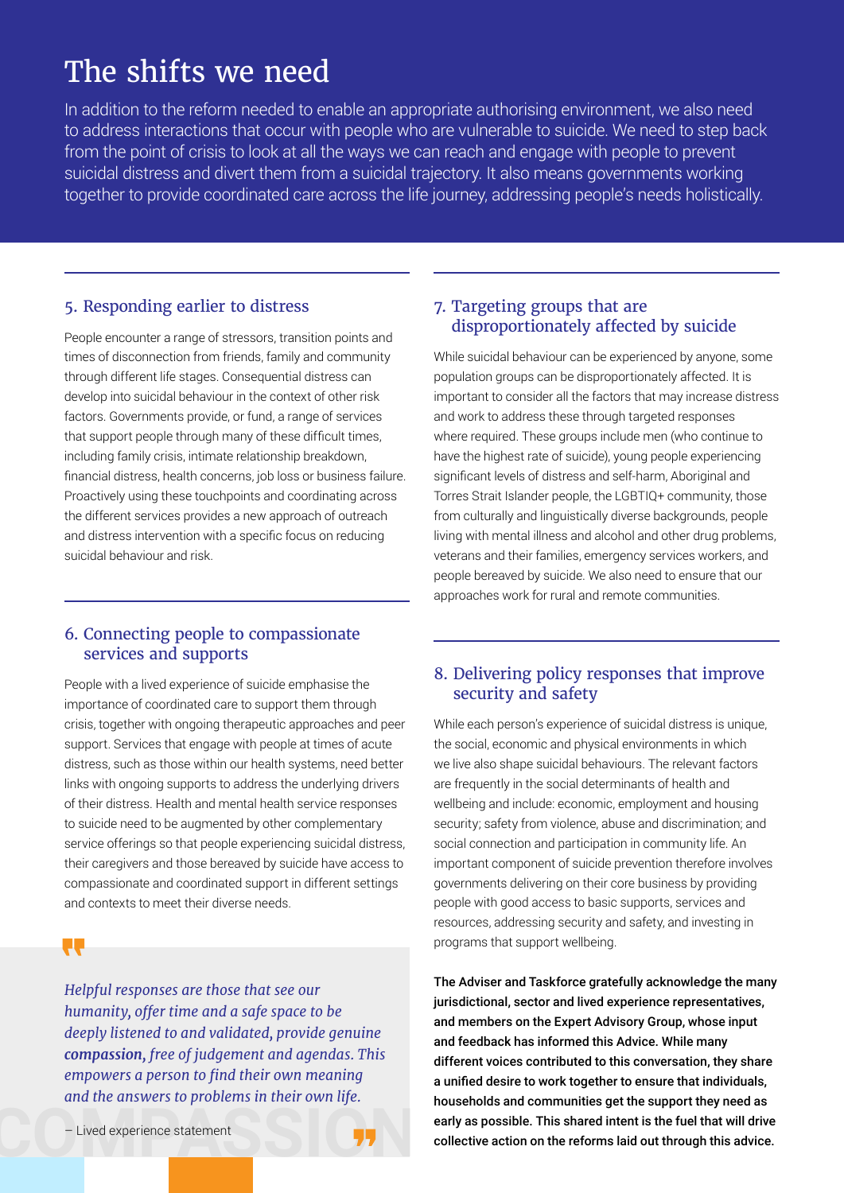# The shifts we need

In addition to the reform needed to enable an appropriate authorising environment, we also need to address interactions that occur with people who are vulnerable to suicide. We need to step back from the point of crisis to look at all the ways we can reach and engage with people to prevent suicidal distress and divert them from a suicidal trajectory. It also means governments working together to provide coordinated care across the life journey, addressing people's needs holistically.

## 5. Responding earlier to distress

People encounter a range of stressors, transition points and times of disconnection from friends, family and community through different life stages. Consequential distress can develop into suicidal behaviour in the context of other risk factors. Governments provide, or fund, a range of services that support people through many of these difficult times, including family crisis, intimate relationship breakdown, financial distress, health concerns, job loss or business failure. Proactively using these touchpoints and coordinating across the different services provides a new approach of outreach and distress intervention with a specific focus on reducing suicidal behaviour and risk.

## 6. Connecting people to compassionate services and supports

People with a lived experience of suicide emphasise the importance of coordinated care to support them through crisis, together with ongoing therapeutic approaches and peer support. Services that engage with people at times of acute distress, such as those within our health systems, need better links with ongoing supports to address the underlying drivers of their distress. Health and mental health service responses to suicide need to be augmented by other complementary service offerings so that people experiencing suicidal distress, their caregivers and those bereaved by suicide have access to compassionate and coordinated support in different settings and contexts to meet their diverse needs.

> *Helpful responses are those that see our humanity, offer time and a safe space to be deeply listened to and validated, provide genuine **compassion**, free of judgement and agendas. This empowers a person to find their own meaning and the answers to problems in their own life.*
>
> – Lived experience statement

## 7. Targeting groups that are disproportionately affected by suicide

While suicidal behaviour can be experienced by anyone, some population groups can be disproportionately affected. It is important to consider all the factors that may increase distress and work to address these through targeted responses where required. These groups include men (who continue to have the highest rate of suicide), young people experiencing significant levels of distress and self-harm, Aboriginal and Torres Strait Islander people, the LGBTIQ+ community, those from culturally and linguistically diverse backgrounds, people living with mental illness and alcohol and other drug problems, veterans and their families, emergency services workers, and people bereaved by suicide. We also need to ensure that our approaches work for rural and remote communities.

## 8. Delivering policy responses that improve security and safety

While each person's experience of suicidal distress is unique, the social, economic and physical environments in which we live also shape suicidal behaviours. The relevant factors are frequently in the social determinants of health and wellbeing and include: economic, employment and housing security; safety from violence, abuse and discrimination; and social connection and participation in community life. An important component of suicide prevention therefore involves governments delivering on their core business by providing people with good access to basic supports, services and resources, addressing security and safety, and investing in programs that support wellbeing.

**The Adviser and Taskforce gratefully acknowledge the many jurisdictional, sector and lived experience representatives, and members on the Expert Advisory Group, whose input and feedback has informed this Advice. While many different voices contributed to this conversation, they share a unified desire to work together to ensure that individuals, households and communities get the support they need as early as possible. This shared intent is the fuel that will drive collective action on the reforms laid out through this advice.**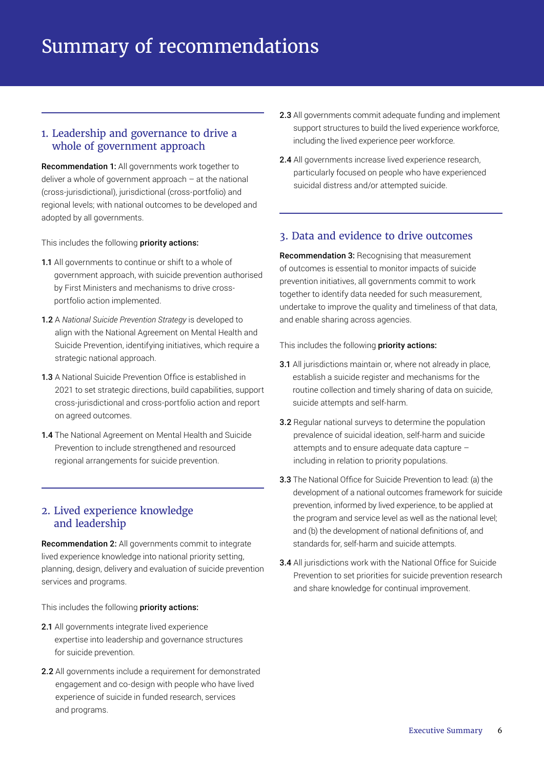# Summary of recommendations

## 1. Leadership and governance to drive a whole of government approach

**Recommendation 1:** All governments work together to deliver a whole of government approach – at the national (cross-jurisdictional), jurisdictional (cross-portfolio) and regional levels; with national outcomes to be developed and adopted by all governments.

This includes the following **priority actions:**

**1.1** All governments to continue or shift to a whole of government approach, with suicide prevention authorised by First Ministers and mechanisms to drive cross-portfolio action implemented.

**1.2** A *National Suicide Prevention Strategy* is developed to align with the National Agreement on Mental Health and Suicide Prevention, identifying initiatives, which require a strategic national approach.

**1.3** A National Suicide Prevention Office is established in 2021 to set strategic directions, build capabilities, support cross-jurisdictional and cross-portfolio action and report on agreed outcomes.

**1.4** The National Agreement on Mental Health and Suicide Prevention to include strengthened and resourced regional arrangements for suicide prevention.

## 2. Lived experience knowledge and leadership

**Recommendation 2:** All governments commit to integrate lived experience knowledge into national priority setting, planning, design, delivery and evaluation of suicide prevention services and programs.

This includes the following **priority actions:**

**2.1** All governments integrate lived experience expertise into leadership and governance structures for suicide prevention.

**2.2** All governments include a requirement for demonstrated engagement and co-design with people who have lived experience of suicide in funded research, services and programs.

**2.3** All governments commit adequate funding and implement support structures to build the lived experience workforce, including the lived experience peer workforce.

**2.4** All governments increase lived experience research, particularly focused on people who have experienced suicidal distress and/or attempted suicide.

## 3. Data and evidence to drive outcomes

**Recommendation 3:** Recognising that measurement of outcomes is essential to monitor impacts of suicide prevention initiatives, all governments commit to work together to identify data needed for such measurement, undertake to improve the quality and timeliness of that data, and enable sharing across agencies.

This includes the following **priority actions:**

**3.1** All jurisdictions maintain or, where not already in place, establish a suicide register and mechanisms for the routine collection and timely sharing of data on suicide, suicide attempts and self-harm.

**3.2** Regular national surveys to determine the population prevalence of suicidal ideation, self-harm and suicide attempts and to ensure adequate data capture – including in relation to priority populations.

**3.3** The National Office for Suicide Prevention to lead: (a) the development of a national outcomes framework for suicide prevention, informed by lived experience, to be applied at the program and service level as well as the national level; and (b) the development of national definitions of, and standards for, self-harm and suicide attempts.

**3.4** All jurisdictions work with the National Office for Suicide Prevention to set priorities for suicide prevention research and share knowledge for continual improvement.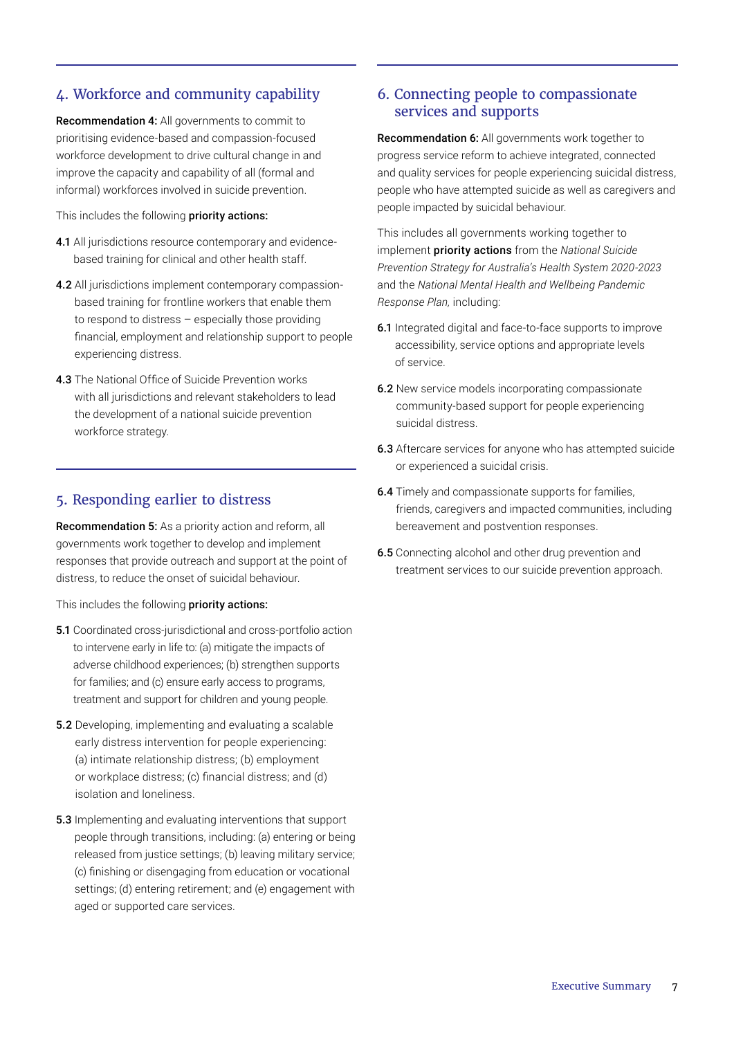## 4. Workforce and community capability

**Recommendation 4:** All governments to commit to prioritising evidence-based and compassion-focused workforce development to drive cultural change in and improve the capacity and capability of all (formal and informal) workforces involved in suicide prevention.

This includes the following **priority actions:**

**4.1** All jurisdictions resource contemporary and evidence-based training for clinical and other health staff.

**4.2** All jurisdictions implement contemporary compassion-based training for frontline workers that enable them to respond to distress – especially those providing financial, employment and relationship support to people experiencing distress.

**4.3** The National Office of Suicide Prevention works with all jurisdictions and relevant stakeholders to lead the development of a national suicide prevention workforce strategy.

## 5. Responding earlier to distress

**Recommendation 5:** As a priority action and reform, all governments work together to develop and implement responses that provide outreach and support at the point of distress, to reduce the onset of suicidal behaviour.

This includes the following **priority actions:**

**5.1** Coordinated cross-jurisdictional and cross-portfolio action to intervene early in life to: (a) mitigate the impacts of adverse childhood experiences; (b) strengthen supports for families; and (c) ensure early access to programs, treatment and support for children and young people.

**5.2** Developing, implementing and evaluating a scalable early distress intervention for people experiencing: (a) intimate relationship distress; (b) employment or workplace distress; (c) financial distress; and (d) isolation and loneliness.

**5.3** Implementing and evaluating interventions that support people through transitions, including: (a) entering or being released from justice settings; (b) leaving military service; (c) finishing or disengaging from education or vocational settings; (d) entering retirement; and (e) engagement with aged or supported care services.

## 6. Connecting people to compassionate services and supports

**Recommendation 6:** All governments work together to progress service reform to achieve integrated, connected and quality services for people experiencing suicidal distress, people who have attempted suicide as well as caregivers and people impacted by suicidal behaviour.

This includes all governments working together to implement **priority actions** from the *National Suicide Prevention Strategy for Australia's Health System 2020-2023* and the *National Mental Health and Wellbeing Pandemic Response Plan,* including:

**6.1** Integrated digital and face-to-face supports to improve accessibility, service options and appropriate levels of service.

**6.2** New service models incorporating compassionate community-based support for people experiencing suicidal distress.

**6.3** Aftercare services for anyone who has attempted suicide or experienced a suicidal crisis.

**6.4** Timely and compassionate supports for families, friends, caregivers and impacted communities, including bereavement and postvention responses.

**6.5** Connecting alcohol and other drug prevention and treatment services to our suicide prevention approach.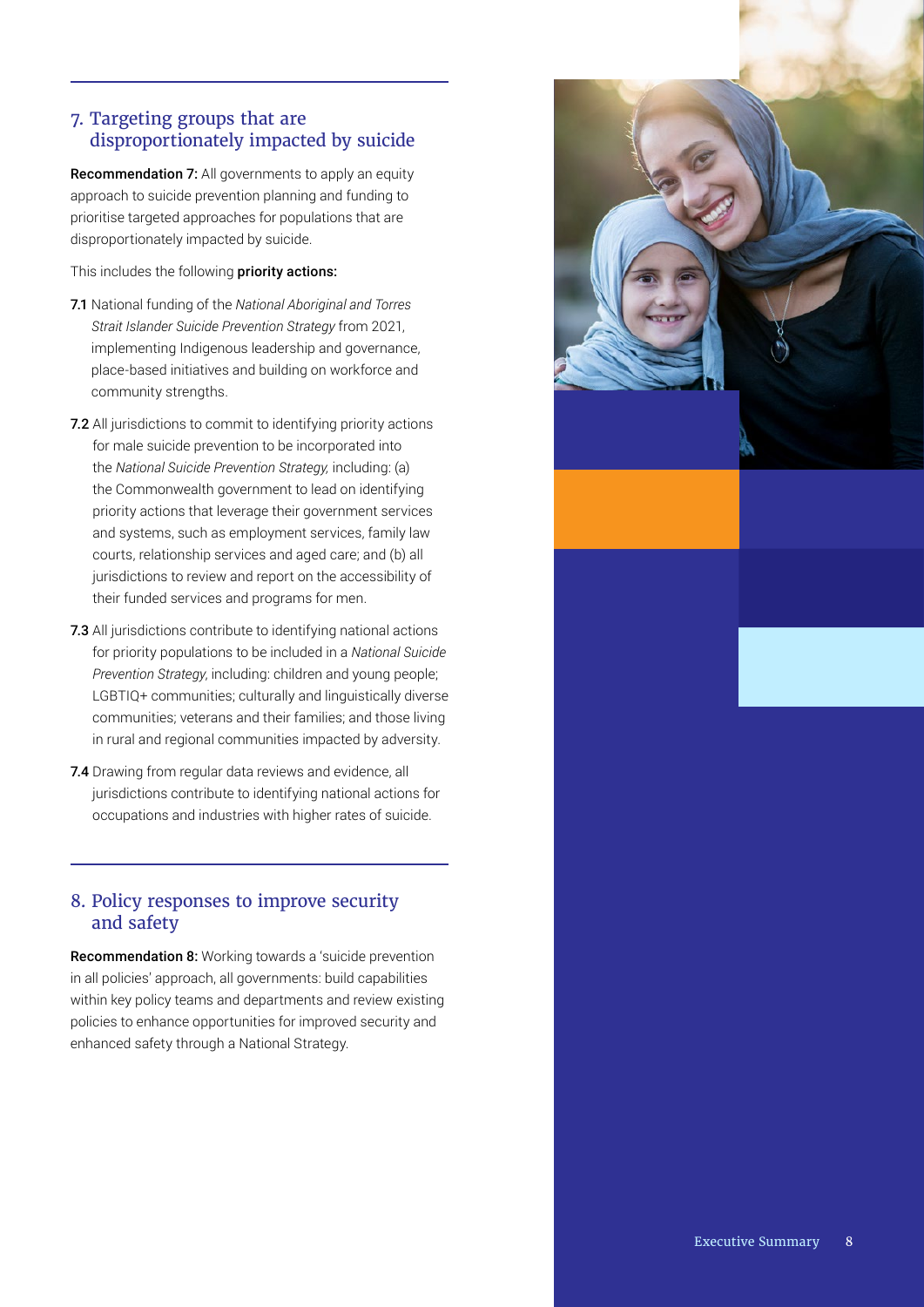## 7. Targeting groups that are disproportionately impacted by suicide

**Recommendation 7:** All governments to apply an equity approach to suicide prevention planning and funding to prioritise targeted approaches for populations that are disproportionately impacted by suicide.

This includes the following **priority actions:**

**7.1** National funding of the *National Aboriginal and Torres Strait Islander Suicide Prevention Strategy* from 2021, implementing Indigenous leadership and governance, place-based initiatives and building on workforce and community strengths.

**7.2** All jurisdictions to commit to identifying priority actions for male suicide prevention to be incorporated into the *National Suicide Prevention Strategy,* including: (a) the Commonwealth government to lead on identifying priority actions that leverage their government services and systems, such as employment services, family law courts, relationship services and aged care; and (b) all jurisdictions to review and report on the accessibility of their funded services and programs for men.

**7.3** All jurisdictions contribute to identifying national actions for priority populations to be included in a *National Suicide Prevention Strategy*, including: children and young people; LGBTIQ+ communities; culturally and linguistically diverse communities; veterans and their families; and those living in rural and regional communities impacted by adversity.

**7.4** Drawing from regular data reviews and evidence, all jurisdictions contribute to identifying national actions for occupations and industries with higher rates of suicide.

## 8. Policy responses to improve security and safety

**Recommendation 8:** Working towards a 'suicide prevention in all policies' approach, all governments: build capabilities within key policy teams and departments and review existing policies to enhance opportunities for improved security and enhanced safety through a National Strategy.